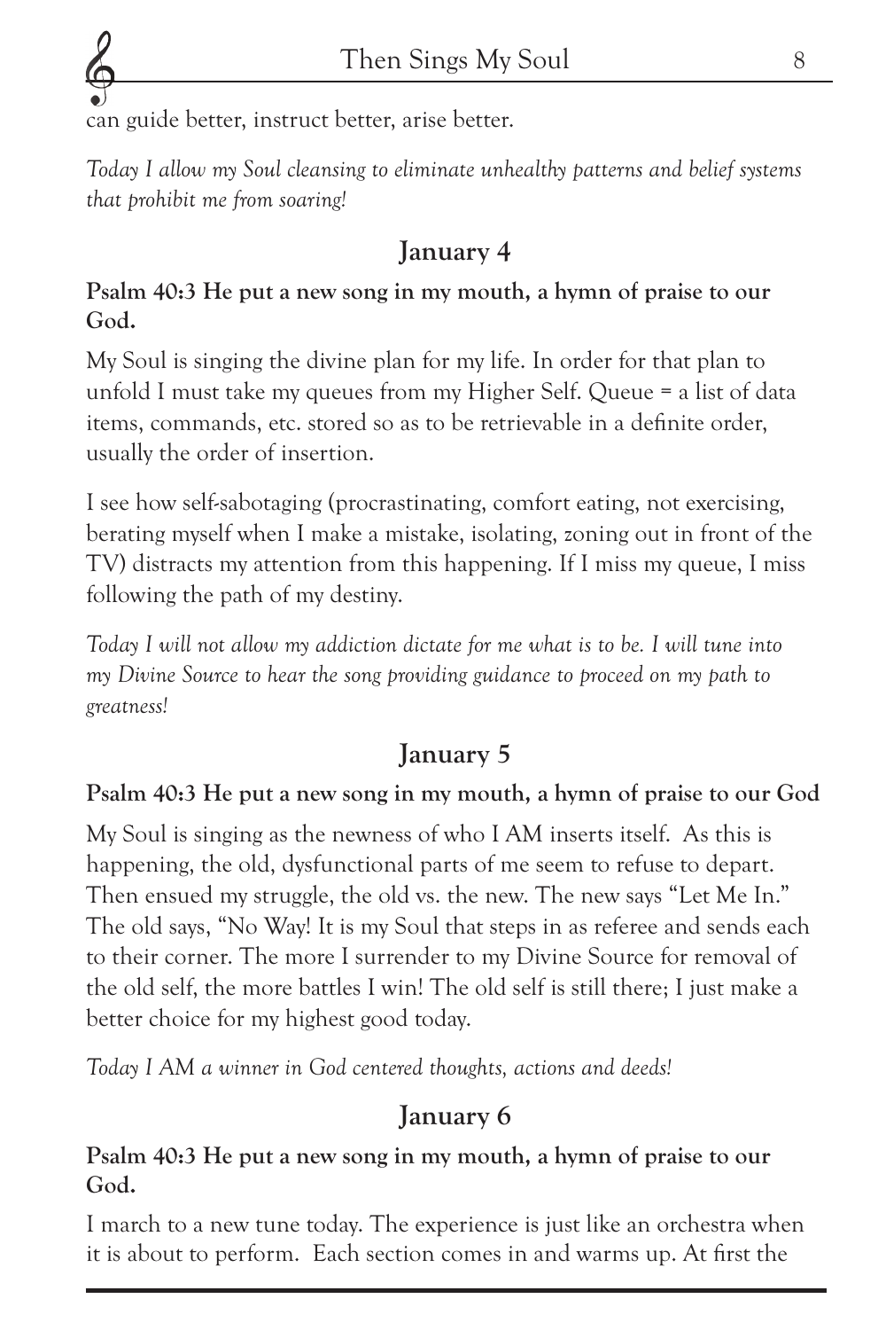can guide better, instruct better, arise better.

*Today I allow my Soul cleansing to eliminate unhealthy patterns and belief systems that prohibit me from soaring!*

## January 4

**Psalm 40:3 He put a new song in my mouth, a hymn of praise to our God.**

My Soul is singing the divine plan for my life. In order for that plan to unfold I must take my queues from my Higher Self. Queue = a list of data items, commands, etc. stored so as to be retrievable in a definite order, usually the order of insertion.

I see how self-sabotaging (procrastinating, comfort eating, not exercising, berating myself when I make a mistake, isolating, zoning out in front of the TV) distracts my attention from this happening. If I miss my queue, I miss following the path of my destiny.

*Today I will not allow my addiction dictate for me what is to be. I will tune into my Divine Source to hear the song providing guidance to proceed on my path to greatness!*

## January 5

**Psalm 40:3 He put a new song in my mouth, a hymn of praise to our God**

My Soul is singing as the newness of who I AM inserts itself. As this is happening, the old, dysfunctional parts of me seem to refuse to depart. Then ensued my struggle, the old vs. the new. The new says "Let Me In." The old says, "No Way! It is my Soul that steps in as referee and sends each to their corner. The more I surrender to my Divine Source for removal of the old self, the more battles I win! The old self is still there; I just make a better choice for my highest good today.

*Today I AM a winner in God centered thoughts, actions and deeds!*

## January 6

**Psalm 40:3 He put a new song in my mouth, a hymn of praise to our God.**

I march to a new tune today. The experience is just like an orchestra when it is about to perform. Each section comes in and warms up. At first the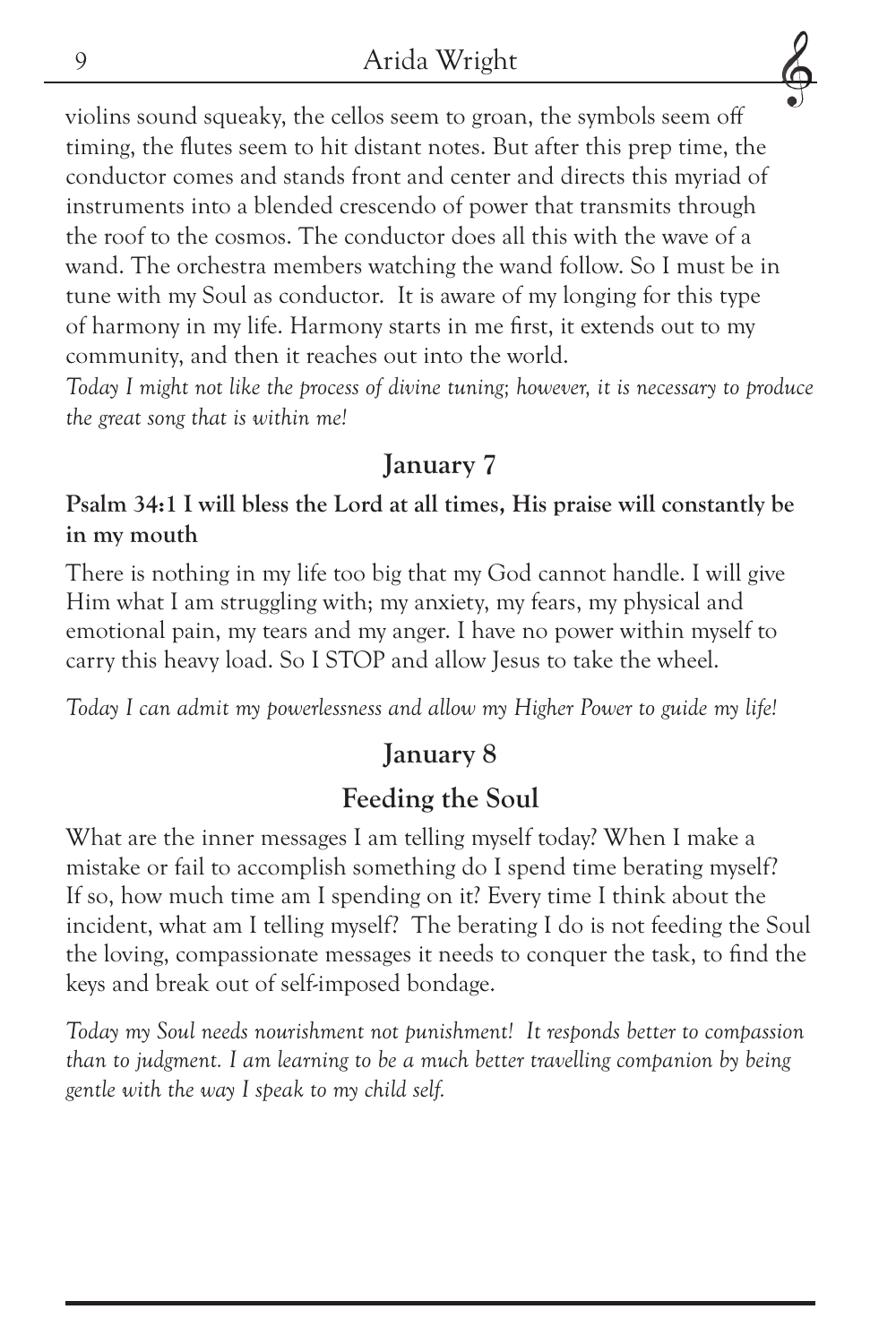violins sound squeaky, the cellos seem to groan, the symbols seem off timing, the flutes seem to hit distant notes. But after this prep time, the conductor comes and stands front and center and directs this myriad of instruments into a blended crescendo of power that transmits through the roof to the cosmos. The conductor does all this with the wave of a wand. The orchestra members watching the wand follow. So I must be in tune with my Soul as conductor. It is aware of my longing for this type of harmony in my life. Harmony starts in me first, it extends out to my community, and then it reaches out into the world.

*Today I might not like the process of divine tuning; however, it is necessary to produce the great song that is within me!*

## January 7

**Psalm 34:1 I will bless the Lord at all times, His praise will constantly be in my mouth**

There is nothing in my life too big that my God cannot handle. I will give Him what I am struggling with; my anxiety, my fears, my physical and emotional pain, my tears and my anger. I have no power within myself to carry this heavy load. So I STOP and allow Jesus to take the wheel.

*Today I can admit my powerlessness and allow my Higher Power to guide my life!*

## January 8

## Feeding the Soul

What are the inner messages I am telling myself today? When I make a mistake or fail to accomplish something do I spend time berating myself? If so, how much time am I spending on it? Every time I think about the incident, what am I telling myself? The berating I do is not feeding the Soul the loving, compassionate messages it needs to conquer the task, to find the keys and break out of self-imposed bondage.

*Today my Soul needs nourishment not punishment! It responds better to compassion than to judgment. I am learning to be a much better travelling companion by being gentle with the way I speak to my child self.*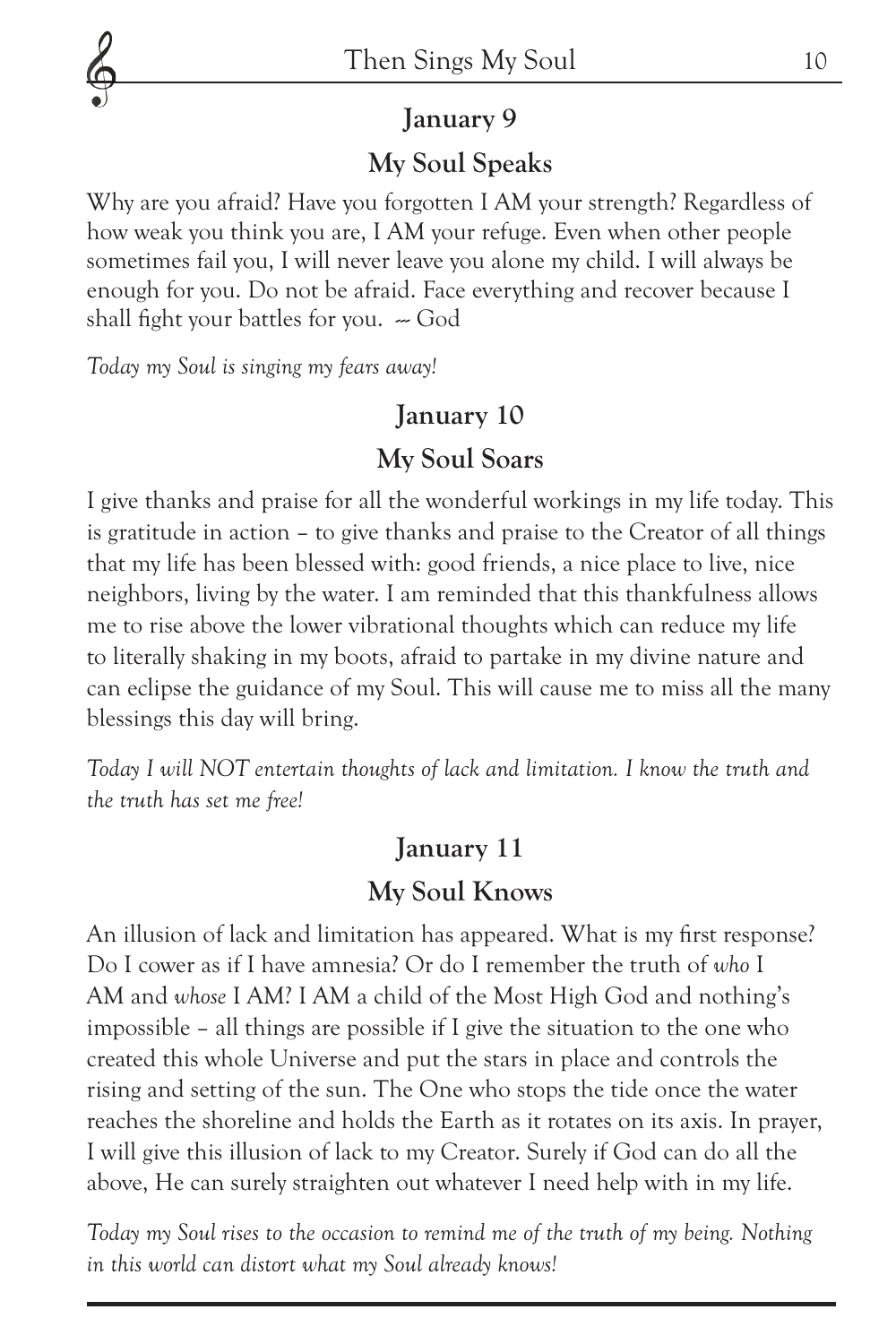## January 9

### My Soul Speaks

Why are you afraid? Have you forgotten I AM your strength? Regardless of how weak you think you are, I AM your refuge. Even when other people sometimes fail you, I will never leave you alone my child. I will always be enough for you. Do not be afraid. Face everything and recover because I shall fight your battles for you. -- God

*Today my Soul is singing my fears away!*

## January 10

### My Soul Soars

I give thanks and praise for all the wonderful workings in my life today. This is gratitude in action – to give thanks and praise to the Creator of all things that my life has been blessed with: good friends, a nice place to live, nice neighbors, living by the water. I am reminded that this thankfulness allows me to rise above the lower vibrational thoughts which can reduce my life to literally shaking in my boots, afraid to partake in my divine nature and can eclipse the guidance of my Soul. This will cause me to miss all the many blessings this day will bring.

*Today I will NOT entertain thoughts of lack and limitation. I know the truth and the truth has set me free!*

## January 11

### My Soul Knows

An illusion of lack and limitation has appeared. What is my first response? Do I cower as if I have amnesia? Or do I remember the truth of *who* I AM and *whose* I AM? I AM a child of the Most High God and nothing's impossible – all things are possible if I give the situation to the one who created this whole Universe and put the stars in place and controls the rising and setting of the sun. The One who stops the tide once the water reaches the shoreline and holds the Earth as it rotates on its axis. In prayer, I will give this illusion of lack to my Creator. Surely if God can do all the above, He can surely straighten out whatever I need help with in my life.

*Today my Soul rises to the occasion to remind me of the truth of my being. Nothing in this world can distort what my Soul already knows!*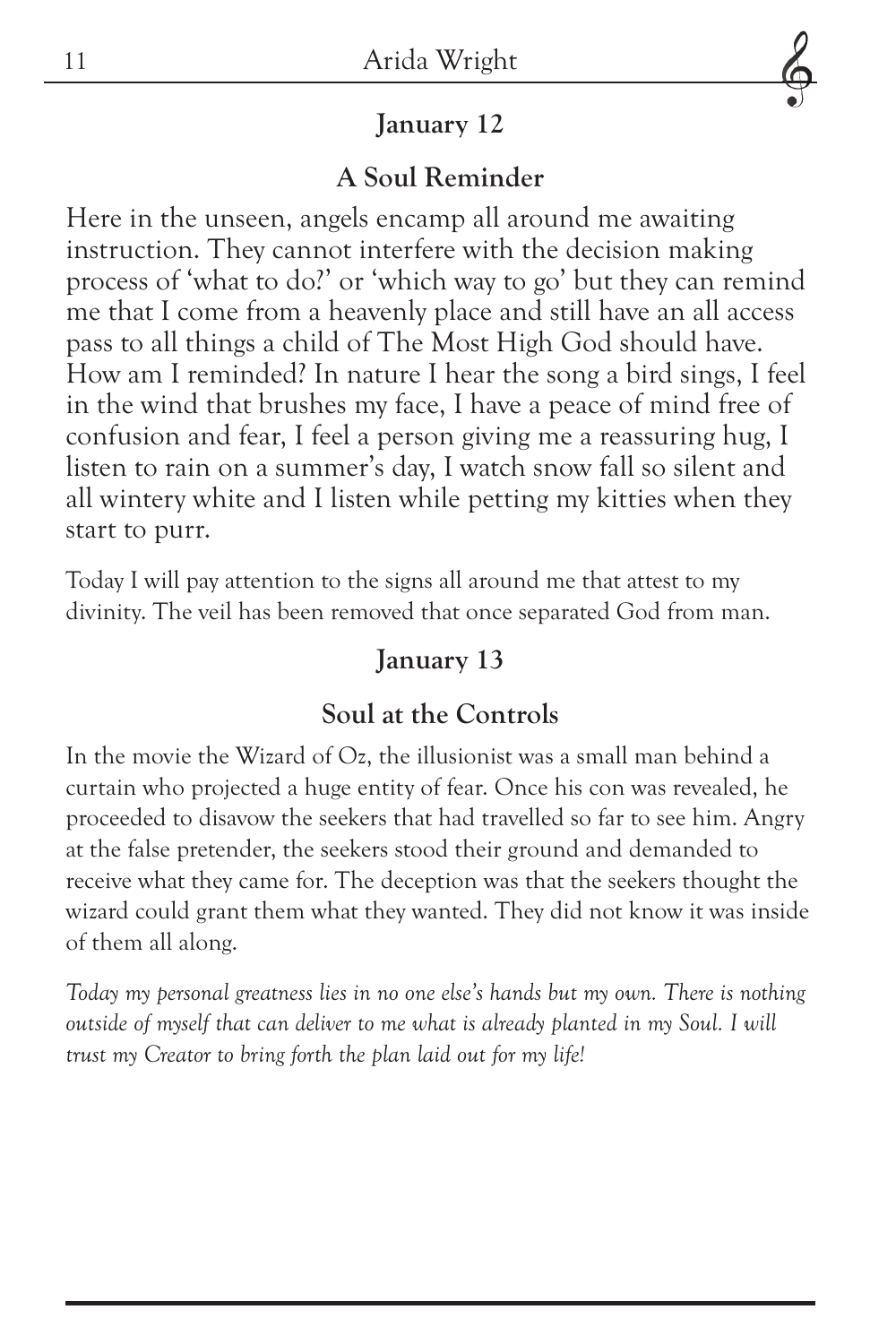## January 12

### A Soul Reminder

Here in the unseen, angels encamp all around me awaiting instruction. They cannot interfere with the decision making process of 'what to do?' or 'which way to go' but they can remind me that I come from a heavenly place and still have an all access pass to all things a child of The Most High God should have. How am I reminded? In nature I hear the song a bird sings, I feel in the wind that brushes my face, I have a peace of mind free of confusion and fear, I feel a person giving me a reassuring hug, I listen to rain on a summer's day, I watch snow fall so silent and all wintery white and I listen while petting my kitties when they start to purr.

Today I will pay attention to the signs all around me that attest to my divinity. The veil has been removed that once separated God from man.

## January 13

### Soul at the Controls

In the movie the Wizard of Oz, the illusionist was a small man behind a curtain who projected a huge entity of fear. Once his con was revealed, he proceeded to disavow the seekers that had travelled so far to see him. Angry at the false pretender, the seekers stood their ground and demanded to receive what they came for. The deception was that the seekers thought the wizard could grant them what they wanted. They did not know it was inside of them all along.

*Today my personal greatness lies in no one else's hands but my own. There is nothing outside of myself that can deliver to me what is already planted in my Soul. I will trust my Creator to bring forth the plan laid out for my life!*